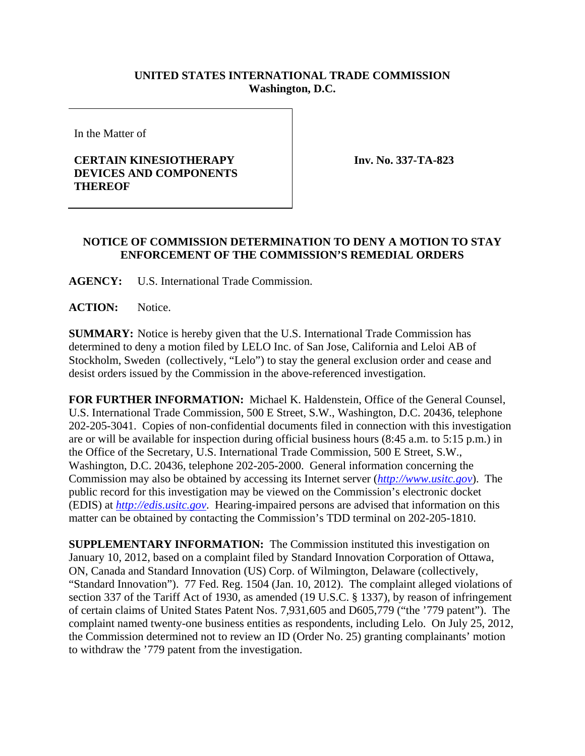**UNITED STATES INTERNATIONAL TRADE COMMISSION**
**Washington, D.C.**

In the Matter of

**CERTAIN KINESIOTHERAPY DEVICES AND COMPONENTS THEREOF**

**Inv. No. 337-TA-823**

**NOTICE OF COMMISSION DETERMINATION TO DENY A MOTION TO STAY ENFORCEMENT OF THE COMMISSION'S REMEDIAL ORDERS**

**AGENCY:** U.S. International Trade Commission.

**ACTION:** Notice.

**SUMMARY:** Notice is hereby given that the U.S. International Trade Commission has determined to deny a motion filed by LELO Inc. of San Jose, California and Leloi AB of Stockholm, Sweden (collectively, "Lelo") to stay the general exclusion order and cease and desist orders issued by the Commission in the above-referenced investigation.

**FOR FURTHER INFORMATION:** Michael K. Haldenstein, Office of the General Counsel, U.S. International Trade Commission, 500 E Street, S.W., Washington, D.C. 20436, telephone 202-205-3041. Copies of non-confidential documents filed in connection with this investigation are or will be available for inspection during official business hours (8:45 a.m. to 5:15 p.m.) in the Office of the Secretary, U.S. International Trade Commission, 500 E Street, S.W., Washington, D.C. 20436, telephone 202-205-2000. General information concerning the Commission may also be obtained by accessing its Internet server (*http://www.usitc.gov*). The public record for this investigation may be viewed on the Commission's electronic docket (EDIS) at *http://edis.usitc.gov*. Hearing-impaired persons are advised that information on this matter can be obtained by contacting the Commission's TDD terminal on 202-205-1810.

**SUPPLEMENTARY INFORMATION:** The Commission instituted this investigation on January 10, 2012, based on a complaint filed by Standard Innovation Corporation of Ottawa, ON, Canada and Standard Innovation (US) Corp. of Wilmington, Delaware (collectively, "Standard Innovation"). 77 Fed. Reg. 1504 (Jan. 10, 2012). The complaint alleged violations of section 337 of the Tariff Act of 1930, as amended (19 U.S.C. § 1337), by reason of infringement of certain claims of United States Patent Nos. 7,931,605 and D605,779 ("the '779 patent"). The complaint named twenty-one business entities as respondents, including Lelo. On July 25, 2012, the Commission determined not to review an ID (Order No. 25) granting complainants' motion to withdraw the '779 patent from the investigation.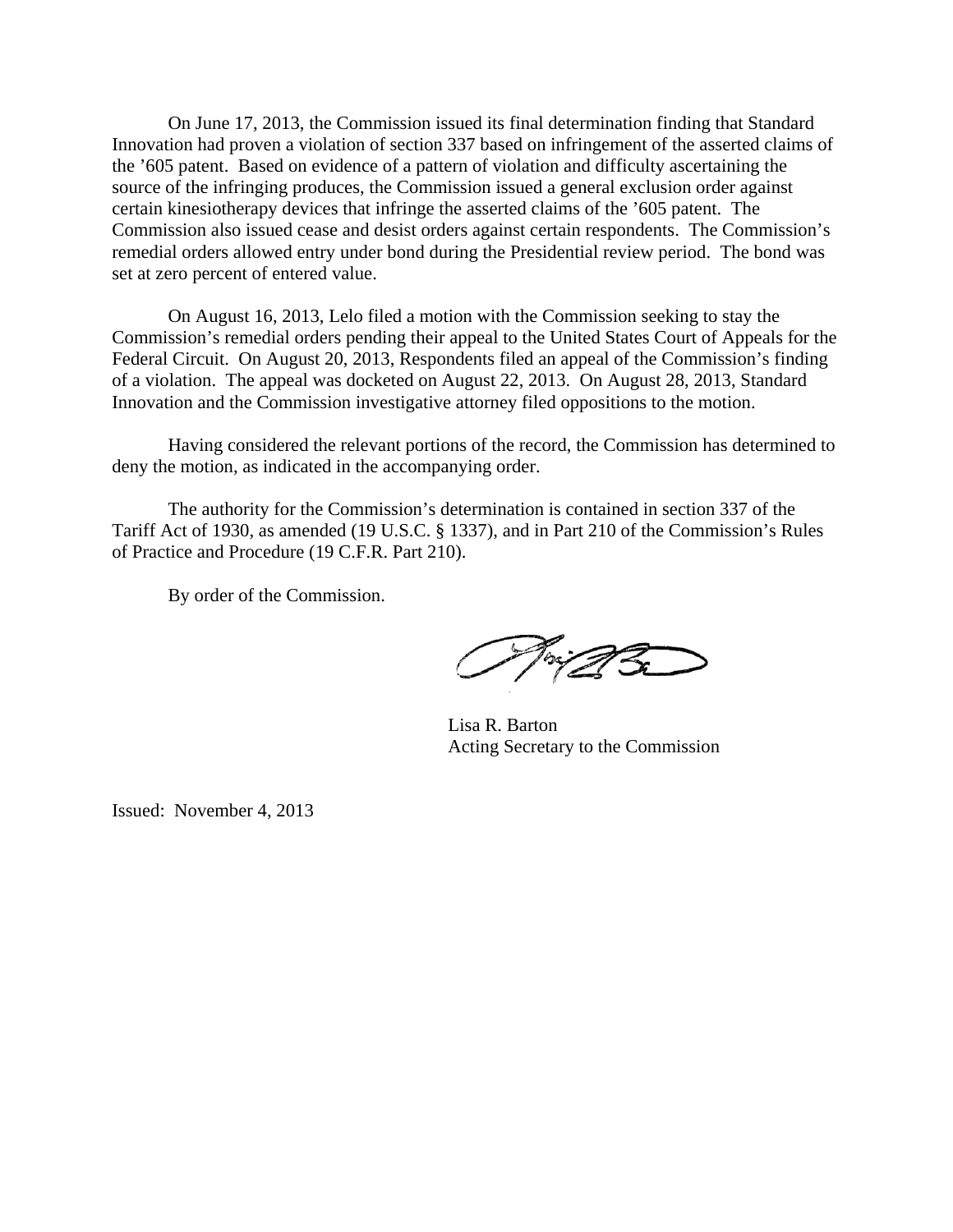On June 17, 2013, the Commission issued its final determination finding that Standard Innovation had proven a violation of section 337 based on infringement of the asserted claims of the ’605 patent. Based on evidence of a pattern of violation and difficulty ascertaining the source of the infringing produces, the Commission issued a general exclusion order against certain kinesiotherapy devices that infringe the asserted claims of the ’605 patent. The Commission also issued cease and desist orders against certain respondents. The Commission’s remedial orders allowed entry under bond during the Presidential review period. The bond was set at zero percent of entered value.

On August 16, 2013, Lelo filed a motion with the Commission seeking to stay the Commission’s remedial orders pending their appeal to the United States Court of Appeals for the Federal Circuit. On August 20, 2013, Respondents filed an appeal of the Commission’s finding of a violation. The appeal was docketed on August 22, 2013. On August 28, 2013, Standard Innovation and the Commission investigative attorney filed oppositions to the motion.

Having considered the relevant portions of the record, the Commission has determined to deny the motion, as indicated in the accompanying order.

The authority for the Commission’s determination is contained in section 337 of the Tariff Act of 1930, as amended (19 U.S.C. § 1337), and in Part 210 of the Commission’s Rules of Practice and Procedure (19 C.F.R. Part 210).

By order of the Commission.

Lisa R. Barton
Acting Secretary to the Commission

Issued: November 4, 2013